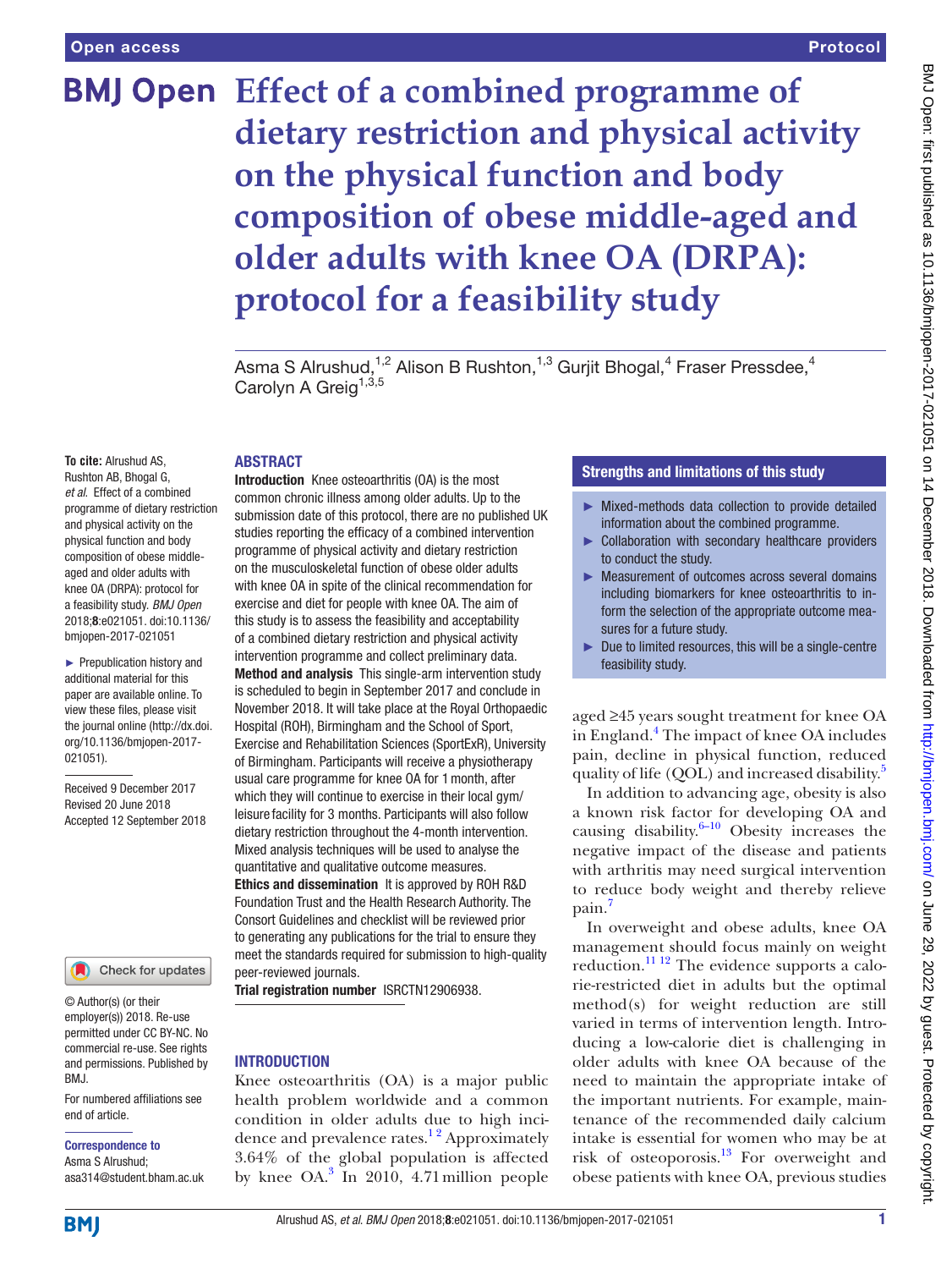# Effect of a combined programme of dietary restriction and physical activity on the physical function and body composition of obese middle-aged and older adults with knee OA (DRPA): protocol for a feasibility study

Asma S Alrushud,[1,2] Alison B Rushton,[1,3] Gurjit Bhogal,[4] Fraser Pressdee,[4] Carolyn A Greig[1,3,5]

**To cite:** Alrushud AS, Rushton AB, Bhogal G, *et al*. Effect of a combined programme of dietary restriction and physical activity on the physical function and body composition of obese middle-aged and older adults with knee OA (DRPA): protocol for a feasibility study. *BMJ Open* 2018;**8**:e021051. doi:10.1136/bmjopen-2017-021051

► Prepublication history and additional material for this paper are available online. To view these files, please visit the journal online (http://dx.doi.org/10.1136/bmjopen-2017-021051).

Received 9 December 2017
Revised 20 June 2018
Accepted 12 September 2018

© Author(s) (or their employer(s)) 2018. Re-use permitted under CC BY-NC. No commercial re-use. See rights and permissions. Published by BMJ.

For numbered affiliations see end of article.

**Correspondence to**
Asma S Alrushud;
asa314@student.bham.ac.uk

## ABSTRACT

**Introduction** Knee osteoarthritis (OA) is the most common chronic illness among older adults. Up to the submission date of this protocol, there are no published UK studies reporting the efficacy of a combined intervention programme of physical activity and dietary restriction on the musculoskeletal function of obese older adults with knee OA in spite of the clinical recommendation for exercise and diet for people with knee OA. The aim of this study is to assess the feasibility and acceptability of a combined dietary restriction and physical activity intervention programme and collect preliminary data.

**Method and analysis** This single-arm intervention study is scheduled to begin in September 2017 and conclude in November 2018. It will take place at the Royal Orthopaedic Hospital (ROH), Birmingham and the School of Sport, Exercise and Rehabilitation Sciences (SportExR), University of Birmingham. Participants will receive a physiotherapy usual care programme for knee OA for 1 month, after which they will continue to exercise in their local gym/leisure facility for 3 months. Participants will also follow dietary restriction throughout the 4-month intervention. Mixed analysis techniques will be used to analyse the quantitative and qualitative outcome measures.

**Ethics and dissemination** It is approved by ROH R&D Foundation Trust and the Health Research Authority. The Consort Guidelines and checklist will be reviewed prior to generating any publications for the trial to ensure they meet the standards required for submission to high-quality peer-reviewed journals.

**Trial registration number** ISRCTN12906938.

## Strengths and limitations of this study

- ► Mixed-methods data collection to provide detailed information about the combined programme.
- ► Collaboration with secondary healthcare providers to conduct the study.
- ► Measurement of outcomes across several domains including biomarkers for knee osteoarthritis to inform the selection of the appropriate outcome measures for a future study.
- ► Due to limited resources, this will be a single-centre feasibility study.

## INTRODUCTION

Knee osteoarthritis (OA) is a major public health problem worldwide and a common condition in older adults due to high incidence and prevalence rates.[1,2] Approximately 3.64% of the global population is affected by knee OA.[3] In 2010, 4.71 million people aged ≥45 years sought treatment for knee OA in England.[4] The impact of knee OA includes pain, decline in physical function, reduced quality of life (QOL) and increased disability.[5]

In addition to advancing age, obesity is also a known risk factor for developing OA and causing disability.[6–10] Obesity increases the negative impact of the disease and patients with arthritis may need surgical intervention to reduce body weight and thereby relieve pain.[7]

In overweight and obese adults, knee OA management should focus mainly on weight reduction.[11,12] The evidence supports a calorie-restricted diet in adults but the optimal method(s) for weight reduction are still varied in terms of intervention length. Introducing a low-calorie diet is challenging in older adults with knee OA because of the need to maintain the appropriate intake of the important nutrients. For example, maintenance of the recommended daily calcium intake is essential for women who may be at risk of osteoporosis.[13] For overweight and obese patients with knee OA, previous studies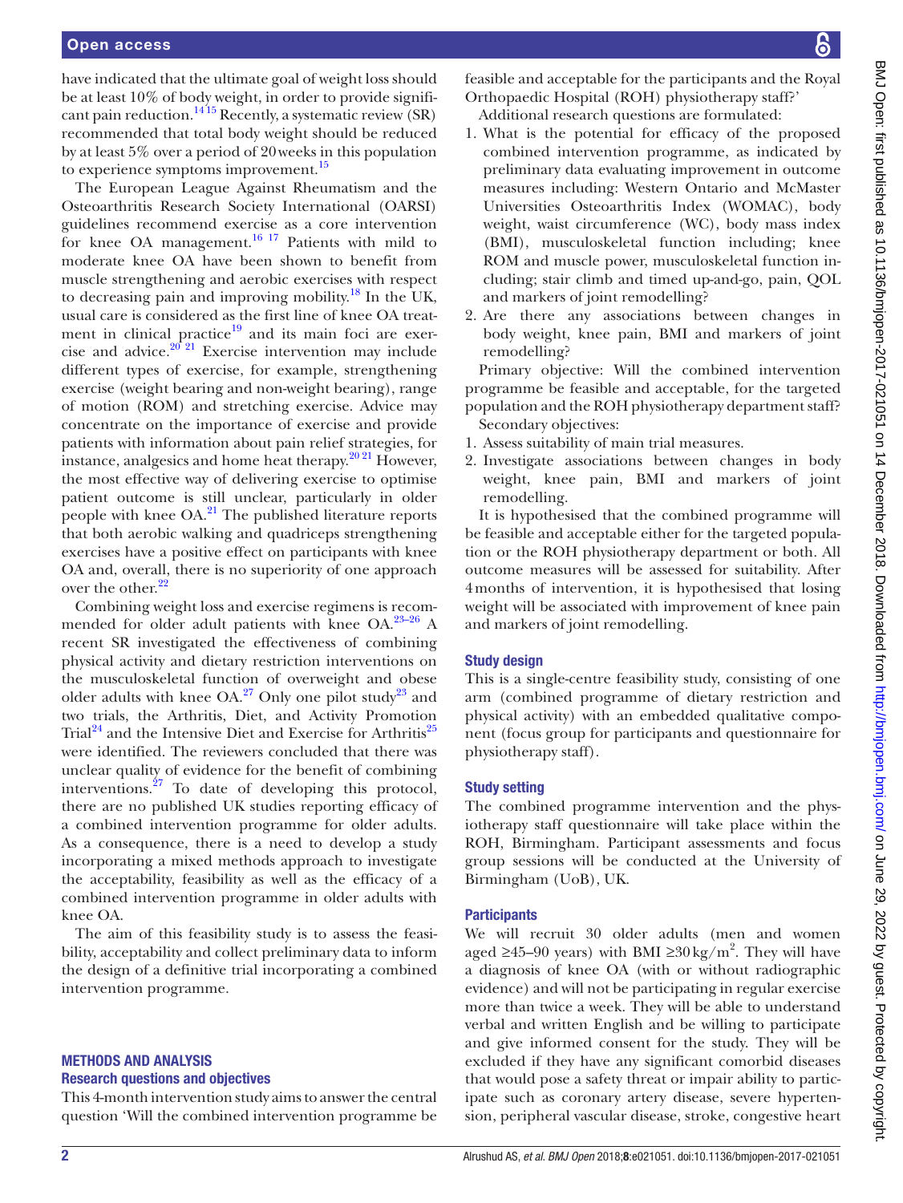have indicated that the ultimate goal of weight loss should be at least 10% of body weight, in order to provide significant pain reduction.[14 15] Recently, a systematic review (SR) recommended that total body weight should be reduced by at least 5% over a period of 20 weeks in this population to experience symptoms improvement.[15]

The European League Against Rheumatism and the Osteoarthritis Research Society International (OARSI) guidelines recommend exercise as a core intervention for knee OA management.[16 17] Patients with mild to moderate knee OA have been shown to benefit from muscle strengthening and aerobic exercises with respect to decreasing pain and improving mobility.[18] In the UK, usual care is considered as the first line of knee OA treatment in clinical practice[19] and its main foci are exercise and advice.[20 21] Exercise intervention may include different types of exercise, for example, strengthening exercise (weight bearing and non-weight bearing), range of motion (ROM) and stretching exercise. Advice may concentrate on the importance of exercise and provide patients with information about pain relief strategies, for instance, analgesics and home heat therapy.[20 21] However, the most effective way of delivering exercise to optimise patient outcome is still unclear, particularly in older people with knee OA.[21] The published literature reports that both aerobic walking and quadriceps strengthening exercises have a positive effect on participants with knee OA and, overall, there is no superiority of one approach over the other.[22]

Combining weight loss and exercise regimens is recommended for older adult patients with knee OA.[23–26] A recent SR investigated the effectiveness of combining physical activity and dietary restriction interventions on the musculoskeletal function of overweight and obese older adults with knee OA.[27] Only one pilot study[23] and two trials, the Arthritis, Diet, and Activity Promotion Trial[24] and the Intensive Diet and Exercise for Arthritis[25] were identified. The reviewers concluded that there was unclear quality of evidence for the benefit of combining interventions.[27] To date of developing this protocol, there are no published UK studies reporting efficacy of a combined intervention programme for older adults. As a consequence, there is a need to develop a study incorporating a mixed methods approach to investigate the acceptability, feasibility as well as the efficacy of a combined intervention programme in older adults with knee OA.

The aim of this feasibility study is to assess the feasibility, acceptability and collect preliminary data to inform the design of a definitive trial incorporating a combined intervention programme.

## METHODS AND ANALYSIS

### Research questions and objectives

This 4-month intervention study aims to answer the central question 'Will the combined intervention programme be feasible and acceptable for the participants and the Royal Orthopaedic Hospital (ROH) physiotherapy staff?'

Additional research questions are formulated:

1. What is the potential for efficacy of the proposed combined intervention programme, as indicated by preliminary data evaluating improvement in outcome measures including: Western Ontario and McMaster Universities Osteoarthritis Index (WOMAC), body weight, waist circumference (WC), body mass index (BMI), musculoskeletal function including; knee ROM and muscle power, musculoskeletal function including; stair climb and timed up-and-go, pain, QOL and markers of joint remodelling?
2. Are there any associations between changes in body weight, knee pain, BMI and markers of joint remodelling?

Primary objective: Will the combined intervention programme be feasible and acceptable, for the targeted population and the ROH physiotherapy department staff?

Secondary objectives:

1. Assess suitability of main trial measures.
2. Investigate associations between changes in body weight, knee pain, BMI and markers of joint remodelling.

It is hypothesised that the combined programme will be feasible and acceptable either for the targeted population or the ROH physiotherapy department or both. All outcome measures will be assessed for suitability. After 4 months of intervention, it is hypothesised that losing weight will be associated with improvement of knee pain and markers of joint remodelling.

### Study design

This is a single-centre feasibility study, consisting of one arm (combined programme of dietary restriction and physical activity) with an embedded qualitative component (focus group for participants and questionnaire for physiotherapy staff).

### Study setting

The combined programme intervention and the physiotherapy staff questionnaire will take place within the ROH, Birmingham. Participant assessments and focus group sessions will be conducted at the University of Birmingham (UoB), UK.

### Participants

We will recruit 30 older adults (men and women aged ≥45–90 years) with BMI $\geq 30\,kg/m^2$. They will have a diagnosis of knee OA (with or without radiographic evidence) and will not be participating in regular exercise more than twice a week. They will be able to understand verbal and written English and be willing to participate and give informed consent for the study. They will be excluded if they have any significant comorbid diseases that would pose a safety threat or impair ability to participate such as coronary artery disease, severe hypertension, peripheral vascular disease, stroke, congestive heart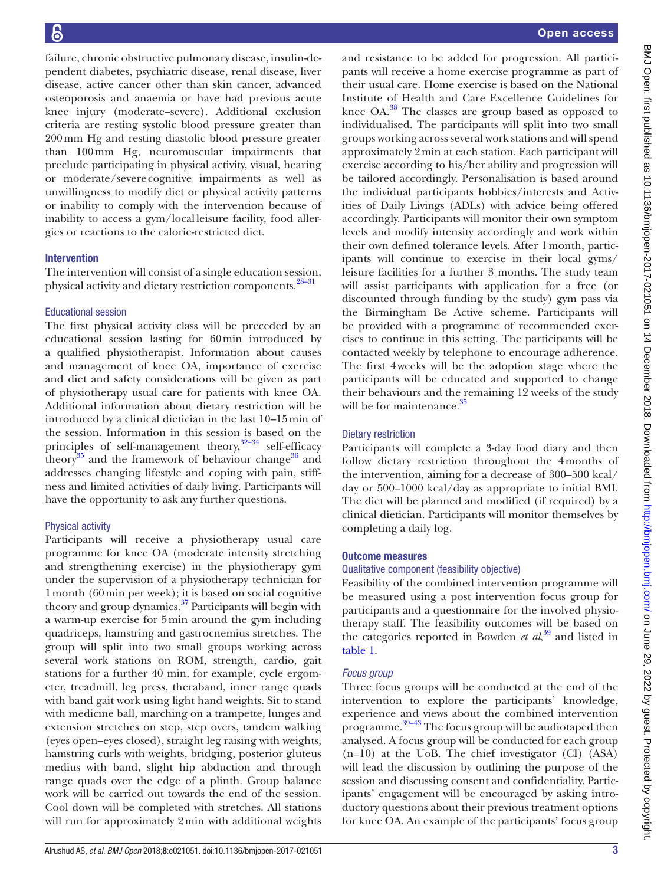failure, chronic obstructive pulmonary disease, insulin-dependent diabetes, psychiatric disease, renal disease, liver disease, active cancer other than skin cancer, advanced osteoporosis and anaemia or have had previous acute knee injury (moderate–severe). Additional exclusion criteria are resting systolic blood pressure greater than 200 mm Hg and resting diastolic blood pressure greater than 100 mm Hg, neuromuscular impairments that preclude participating in physical activity, visual, hearing or moderate/severe cognitive impairments as well as unwillingness to modify diet or physical activity patterns or inability to comply with the intervention because of inability to access a gym/local leisure facility, food allergies or reactions to the calorie-restricted diet.

## Intervention

The intervention will consist of a single education session, physical activity and dietary restriction components.[28–31]

### Educational session

The first physical activity class will be preceded by an educational session lasting for 60 min introduced by a qualified physiotherapist. Information about causes and management of knee OA, importance of exercise and diet and safety considerations will be given as part of physiotherapy usual care for patients with knee OA. Additional information about dietary restriction will be introduced by a clinical dietician in the last 10–15 min of the session. Information in this session is based on the principles of self-management theory,[32–34] self-efficacy theory[35] and the framework of behaviour change[36] and addresses changing lifestyle and coping with pain, stiffness and limited activities of daily living. Participants will have the opportunity to ask any further questions.

### Physical activity

Participants will receive a physiotherapy usual care programme for knee OA (moderate intensity stretching and strengthening exercise) in the physiotherapy gym under the supervision of a physiotherapy technician for 1 month (60 min per week); it is based on social cognitive theory and group dynamics.[37] Participants will begin with a warm-up exercise for 5 min around the gym including quadriceps, hamstring and gastrocnemius stretches. The group will split into two small groups working across several work stations on ROM, strength, cardio, gait stations for a further 40 min, for example, cycle ergometer, treadmill, leg press, theraband, inner range quads with band gait work using light hand weights. Sit to stand with medicine ball, marching on a trampette, lunges and extension stretches on step, step overs, tandem walking (eyes open–eyes closed), straight leg raising with weights, hamstring curls with weights, bridging, posterior gluteus medius with band, slight hip abduction and through range quads over the edge of a plinth. Group balance work will be carried out towards the end of the session. Cool down will be completed with stretches. All stations will run for approximately 2 min with additional weights and resistance to be added for progression. All participants will receive a home exercise programme as part of their usual care. Home exercise is based on the National Institute of Health and Care Excellence Guidelines for knee OA.[38] The classes are group based as opposed to individualised. The participants will split into two small groups working across several work stations and will spend approximately 2 min at each station. Each participant will exercise according to his/her ability and progression will be tailored accordingly. Personalisation is based around the individual participants hobbies/interests and Activities of Daily Livings (ADLs) with advice being offered accordingly. Participants will monitor their own symptom levels and modify intensity accordingly and work within their own defined tolerance levels. After 1 month, participants will continue to exercise in their local gyms/leisure facilities for a further 3 months. The study team will assist participants with application for a free (or discounted through funding by the study) gym pass via the Birmingham Be Active scheme. Participants will be provided with a programme of recommended exercises to continue in this setting. The participants will be contacted weekly by telephone to encourage adherence. The first 4 weeks will be the adoption stage where the participants will be educated and supported to change their behaviours and the remaining 12 weeks of the study will be for maintenance.[35]

### Dietary restriction

Participants will complete a 3-day food diary and then follow dietary restriction throughout the 4 months of the intervention, aiming for a decrease of 300–500 kcal/day or 500–1000 kcal/day as appropriate to initial BMI. The diet will be planned and modified (if required) by a clinical dietician. Participants will monitor themselves by completing a daily log.

## Outcome measures

### Qualitative component (feasibility objective)

Feasibility of the combined intervention programme will be measured using a post intervention focus group for participants and a questionnaire for the involved physiotherapy staff. The feasibility outcomes will be based on the categories reported in Bowden *et al*,[39] and listed in table 1.

#### *Focus group*

Three focus groups will be conducted at the end of the intervention to explore the participants' knowledge, experience and views about the combined intervention programme.[39–43] The focus group will be audiotaped then analysed. A focus group will be conducted for each group (n=10) at the UoB. The chief investigator (CI) (ASA) will lead the discussion by outlining the purpose of the session and discussing consent and confidentiality. Participants' engagement will be encouraged by asking introductory questions about their previous treatment options for knee OA. An example of the participants' focus group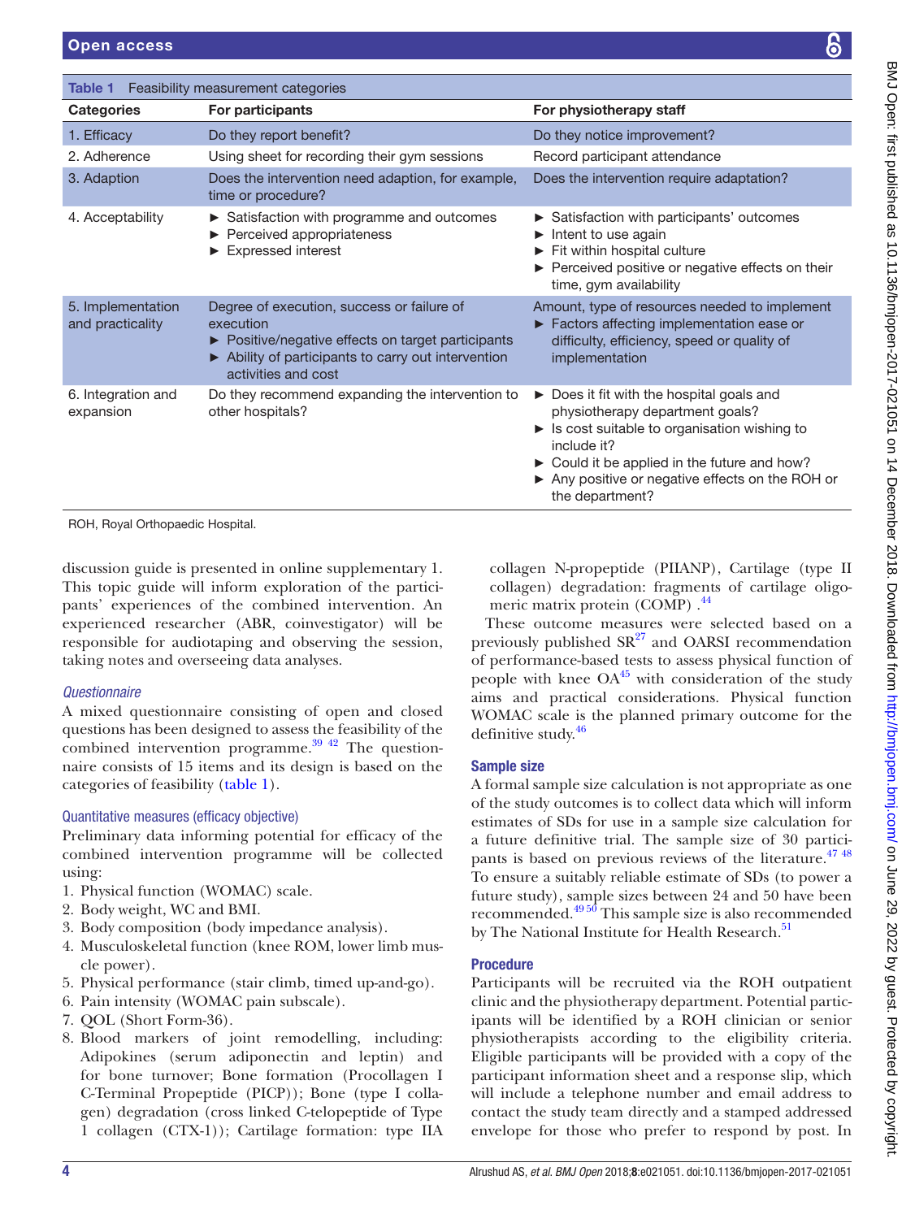**Table 1** Feasibility measurement categories

| Categories | For participants | For physiotherapy staff |
|---|---|---|
| 1. Efficacy | Do they report benefit? | Do they notice improvement? |
| 2. Adherence | Using sheet for recording their gym sessions | Record participant attendance |
| 3. Adaption | Does the intervention need adaption, for example, time or procedure? | Does the intervention require adaptation? |
| 4. Acceptability | ► Satisfaction with programme and outcomes<br>► Perceived appropriateness<br>► Expressed interest | ► Satisfaction with participants' outcomes<br>► Intent to use again<br>► Fit within hospital culture<br>► Perceived positive or negative effects on their time, gym availability |
| 5. Implementation and practicality | Degree of execution, success or failure of execution<br>► Positive/negative effects on target participants<br>► Ability of participants to carry out intervention activities and cost | Amount, type of resources needed to implement<br>► Factors affecting implementation ease or difficulty, efficiency, speed or quality of implementation |
| 6. Integration and expansion | Do they recommend expanding the intervention to other hospitals? | ► Does it fit with the hospital goals and physiotherapy department goals?<br>► Is cost suitable to organisation wishing to include it?<br>► Could it be applied in the future and how?<br>► Any positive or negative effects on the ROH or the department? |

ROH, Royal Orthopaedic Hospital.

discussion guide is presented in online supplementary 1. This topic guide will inform exploration of the participants' experiences of the combined intervention. An experienced researcher (ABR, coinvestigator) will be responsible for audiotaping and observing the session, taking notes and overseeing data analyses.

### *Questionnaire*

A mixed questionnaire consisting of open and closed questions has been designed to assess the feasibility of the combined intervention programme.[39 42] The questionnaire consists of 15 items and its design is based on the categories of feasibility (table 1).

### Quantitative measures (efficacy objective)

Preliminary data informing potential for efficacy of the combined intervention programme will be collected using:

1. Physical function (WOMAC) scale.
2. Body weight, WC and BMI.
3. Body composition (body impedance analysis).
4. Musculoskeletal function (knee ROM, lower limb muscle power).
5. Physical performance (stair climb, timed up-and-go).
6. Pain intensity (WOMAC pain subscale).
7. QOL (Short Form-36).
8. Blood markers of joint remodelling, including: Adipokines (serum adiponectin and leptin) and for bone turnover; Bone formation (Procollagen I C-Terminal Propeptide (PICP)); Bone (type I collagen) degradation (cross linked C-telopeptide of Type 1 collagen (CTX-1)); Cartilage formation: type IIA collagen N-propeptide (PIIANP), Cartilage (type II collagen) degradation: fragments of cartilage oligomeric matrix protein (COMP) .[44]

These outcome measures were selected based on a previously published SR[27] and OARSI recommendation of performance-based tests to assess physical function of people with knee OA[45] with consideration of the study aims and practical considerations. Physical function WOMAC scale is the planned primary outcome for the definitive study.[46]

### Sample size

A formal sample size calculation is not appropriate as one of the study outcomes is to collect data which will inform estimates of SDs for use in a sample size calculation for a future definitive trial. The sample size of 30 participants is based on previous reviews of the literature.[47 48] To ensure a suitably reliable estimate of SDs (to power a future study), sample sizes between 24 and 50 have been recommended.[49 50] This sample size is also recommended by The National Institute for Health Research.[51]

### Procedure

Participants will be recruited via the ROH outpatient clinic and the physiotherapy department. Potential participants will be identified by a ROH clinician or senior physiotherapists according to the eligibility criteria. Eligible participants will be provided with a copy of the participant information sheet and a response slip, which will include a telephone number and email address to contact the study team directly and a stamped addressed envelope for those who prefer to respond by post. In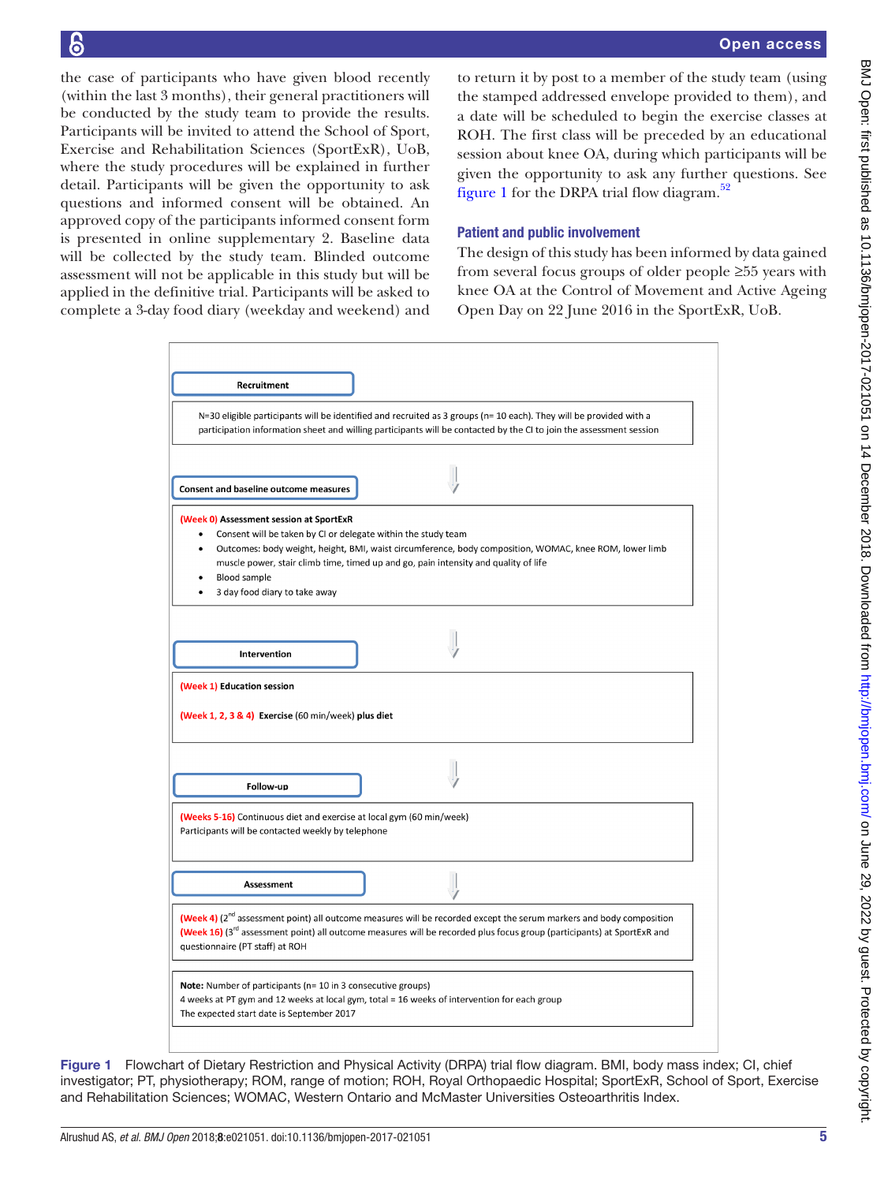the case of participants who have given blood recently (within the last 3 months), their general practitioners will be conducted by the study team to provide the results. Participants will be invited to attend the School of Sport, Exercise and Rehabilitation Sciences (SportExR), UoB, where the study procedures will be explained in further detail. Participants will be given the opportunity to ask questions and informed consent will be obtained. An approved copy of the participants informed consent form is presented in online supplementary 2. Baseline data will be collected by the study team. Blinded outcome assessment will not be applicable in this study but will be applied in the definitive trial. Participants will be asked to complete a 3-day food diary (weekday and weekend) and to return it by post to a member of the study team (using the stamped addressed envelope provided to them), and a date will be scheduled to begin the exercise classes at ROH. The first class will be preceded by an educational session about knee OA, during which participants will be given the opportunity to ask any further questions. See figure 1 for the DRPA trial flow diagram.[52]

## Patient and public involvement

The design of this study has been informed by data gained from several focus groups of older people ≥55 years with knee OA at the Control of Movement and Active Ageing Open Day on 22 June 2016 in the SportExR, UoB.

**Recruitment**

N=30 eligible participants will be identified and recruited as 3 groups (n= 10 each). They will be provided with a participation information sheet and willing participants will be contacted by the CI to join the assessment session

**Consent and baseline outcome measures**

**(Week 0) Assessment session at SportExR**

- Consent will be taken by CI or delegate within the study team
- Outcomes: body weight, height, BMI, waist circumference, body composition, WOMAC, knee ROM, lower limb muscle power, stair climb time, timed up and go, pain intensity and quality of life
- Blood sample
- 3 day food diary to take away

**Intervention**

**(Week 1) Education session**

**(Week 1, 2, 3 & 4)** **Exercise** (60 min/week) **plus diet**

**Follow-up**

**(Weeks 5-16)** Continuous diet and exercise at local gym (60 min/week)
Participants will be contacted weekly by telephone

**Assessment**

**(Week 4)** (2nd assessment point) all outcome measures will be recorded except the serum markers and body composition
**(Week 16)** (3rd assessment point) all outcome measures will be recorded plus focus group (participants) at SportExR and questionnaire (PT staff) at ROH

**Note:** Number of participants (n= 10 in 3 consecutive groups)
4 weeks at PT gym and 12 weeks at local gym, total = 16 weeks of intervention for each group
The expected start date is September 2017

**Figure 1** Flowchart of Dietary Restriction and Physical Activity (DRPA) trial flow diagram. BMI, body mass index; CI, chief investigator; PT, physiotherapy; ROM, range of motion; ROH, Royal Orthopaedic Hospital; SportExR, School of Sport, Exercise and Rehabilitation Sciences; WOMAC, Western Ontario and McMaster Universities Osteoarthritis Index.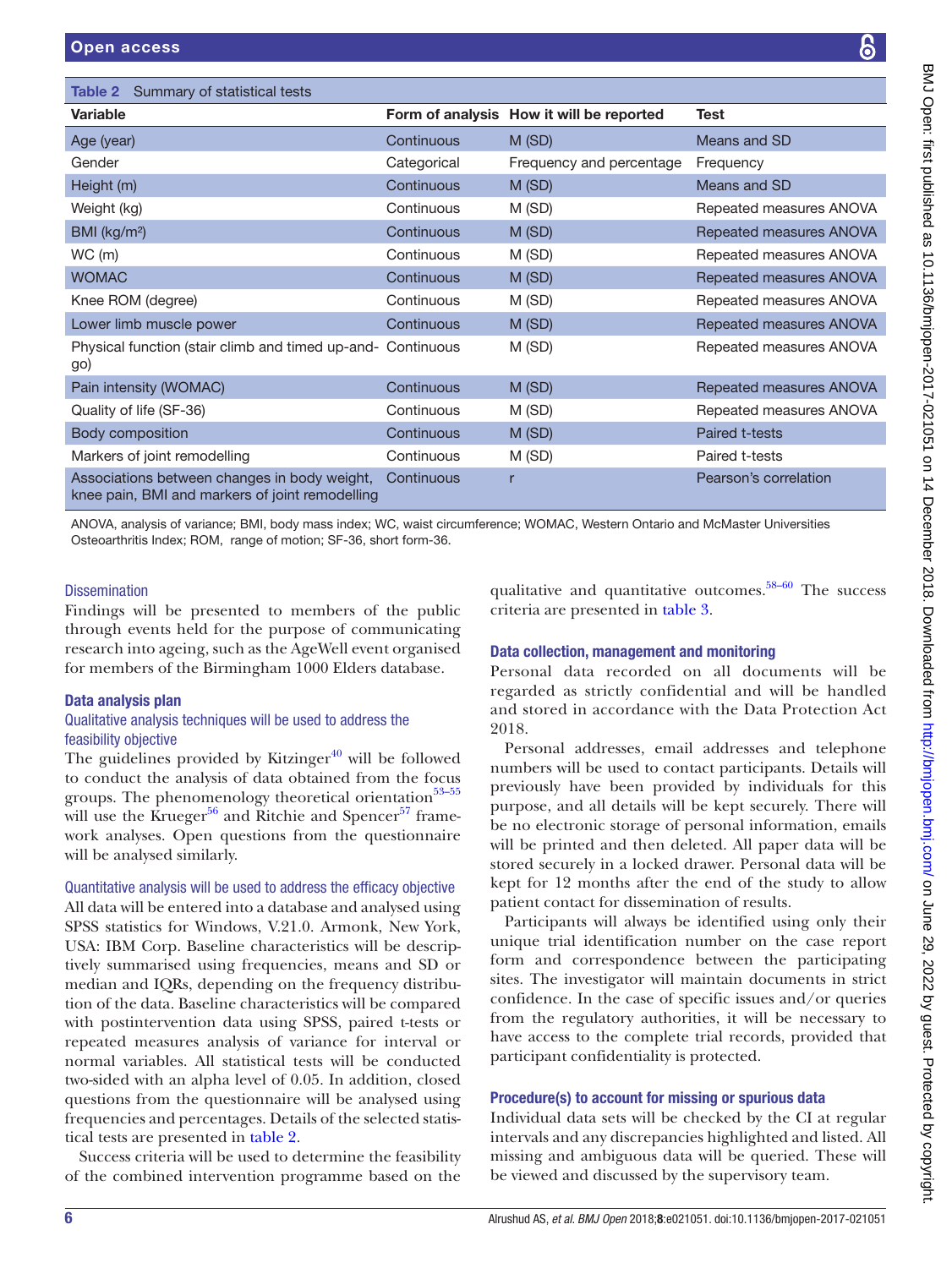**Table 2** Summary of statistical tests

| Variable | Form of analysis | How it will be reported | Test |
|---|---|---|---|
| Age (year) | Continuous | M (SD) | Means and SD |
| Gender | Categorical | Frequency and percentage | Frequency |
| Height (m) | Continuous | M (SD) | Means and SD |
| Weight (kg) | Continuous | M (SD) | Repeated measures ANOVA |
| BMI (kg/m²) | Continuous | M (SD) | Repeated measures ANOVA |
| WC (m) | Continuous | M (SD) | Repeated measures ANOVA |
| WOMAC | Continuous | M (SD) | Repeated measures ANOVA |
| Knee ROM (degree) | Continuous | M (SD) | Repeated measures ANOVA |
| Lower limb muscle power | Continuous | M (SD) | Repeated measures ANOVA |
| Physical function (stair climb and timed up-and-go) | Continuous | M (SD) | Repeated measures ANOVA |
| Pain intensity (WOMAC) | Continuous | M (SD) | Repeated measures ANOVA |
| Quality of life (SF-36) | Continuous | M (SD) | Repeated measures ANOVA |
| Body composition | Continuous | M (SD) | Paired t-tests |
| Markers of joint remodelling | Continuous | M (SD) | Paired t-tests |
| Associations between changes in body weight, knee pain, BMI and markers of joint remodelling | Continuous | r | Pearson's correlation |

ANOVA, analysis of variance; BMI, body mass index; WC, waist circumference; WOMAC, Western Ontario and McMaster Universities Osteoarthritis Index; ROM, range of motion; SF-36, short form-36.

### Dissemination

Findings will be presented to members of the public through events held for the purpose of communicating research into ageing, such as the AgeWell event organised for members of the Birmingham 1000 Elders database.

## Data analysis plan

### Qualitative analysis techniques will be used to address the feasibility objective

The guidelines provided by Kitzinger[40] will be followed to conduct the analysis of data obtained from the focus groups. The phenomenology theoretical orientation[53–55] will use the Krueger[56] and Ritchie and Spencer[57] framework analyses. Open questions from the questionnaire will be analysed similarly.

### Quantitative analysis will be used to address the efficacy objective

All data will be entered into a database and analysed using SPSS statistics for Windows, V.21.0. Armonk, New York, USA: IBM Corp. Baseline characteristics will be descriptively summarised using frequencies, means and SD or median and IQRs, depending on the frequency distribution of the data. Baseline characteristics will be compared with postintervention data using SPSS, paired t-tests or repeated measures analysis of variance for interval or normal variables. All statistical tests will be conducted two-sided with an alpha level of 0.05. In addition, closed questions from the questionnaire will be analysed using frequencies and percentages. Details of the selected statistical tests are presented in table 2.

Success criteria will be used to determine the feasibility of the combined intervention programme based on the qualitative and quantitative outcomes.[58–60] The success criteria are presented in table 3.

## Data collection, management and monitoring

Personal data recorded on all documents will be regarded as strictly confidential and will be handled and stored in accordance with the Data Protection Act 2018.

Personal addresses, email addresses and telephone numbers will be used to contact participants. Details will previously have been provided by individuals for this purpose, and all details will be kept securely. There will be no electronic storage of personal information, emails will be printed and then deleted. All paper data will be stored securely in a locked drawer. Personal data will be kept for 12 months after the end of the study to allow patient contact for dissemination of results.

Participants will always be identified using only their unique trial identification number on the case report form and correspondence between the participating sites. The investigator will maintain documents in strict confidence. In the case of specific issues and/or queries from the regulatory authorities, it will be necessary to have access to the complete trial records, provided that participant confidentiality is protected.

## Procedure(s) to account for missing or spurious data

Individual data sets will be checked by the CI at regular intervals and any discrepancies highlighted and listed. All missing and ambiguous data will be queried. These will be viewed and discussed by the supervisory team.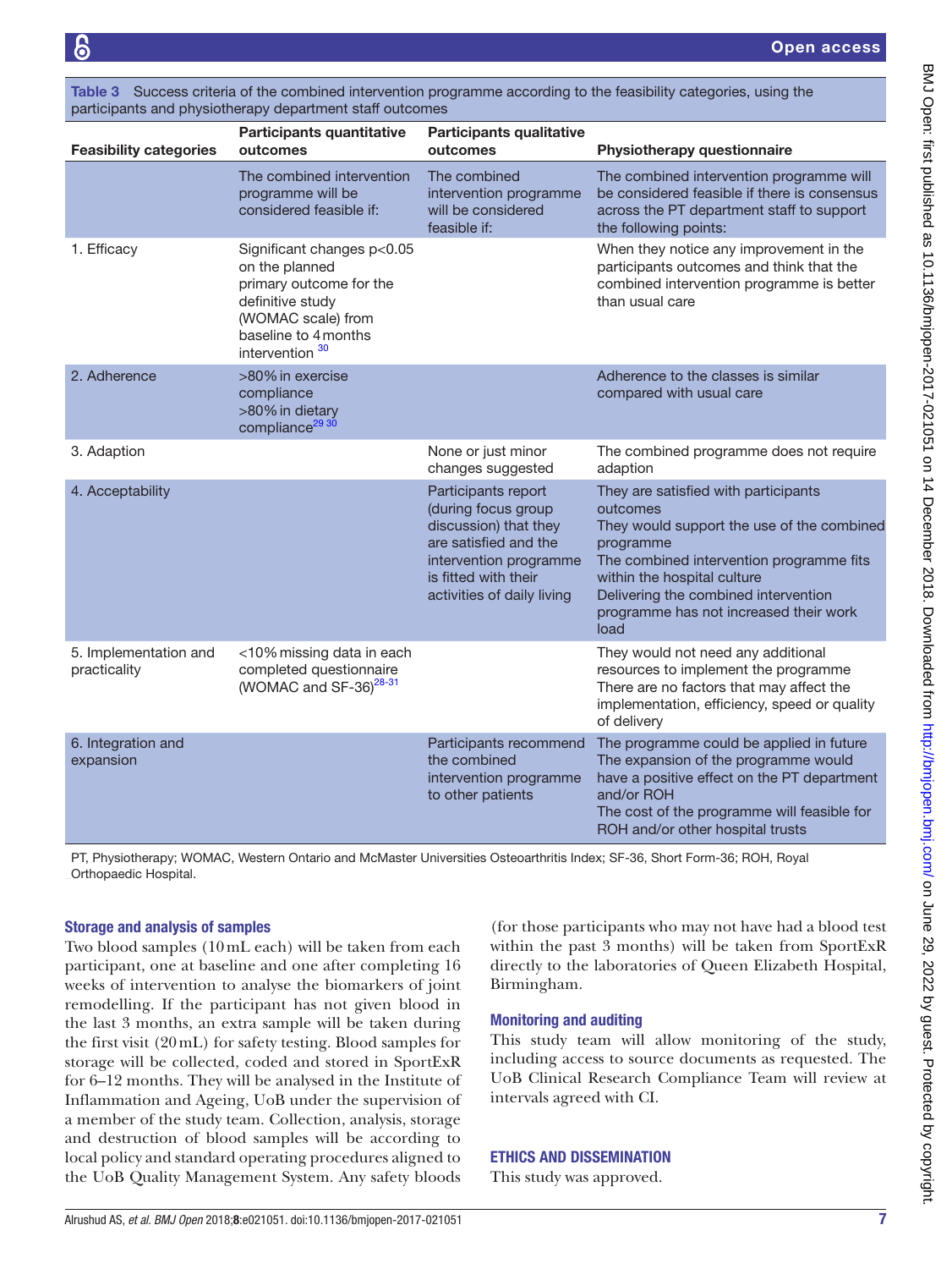Table 3 Success criteria of the combined intervention programme according to the feasibility categories, using the participants and physiotherapy department staff outcomes

| Feasibility categories | Participants quantitative outcomes | Participants qualitative outcomes | Physiotherapy questionnaire |
|---|---|---|---|
| | The combined intervention programme will be considered feasible if: | The combined intervention programme will be considered feasible if: | The combined intervention programme will be considered feasible if there is consensus across the PT department staff to support the following points: |
| 1. Efficacy | Significant changes $p<0.05$ on the planned primary outcome for the definitive study (WOMAC scale) from baseline to 4 months intervention [30] | | When they notice any improvement in the participants outcomes and think that the combined intervention programme is better than usual care |
| 2. Adherence | >80% in exercise compliance<br>>80% in dietary compliance[29 30] | | Adherence to the classes is similar compared with usual care |
| 3. Adaption | | None or just minor changes suggested | The combined programme does not require adaption |
| 4. Acceptability | | Participants report (during focus group discussion) that they are satisfied and the intervention programme is fitted with their activities of daily living | They are satisfied with participants outcomes<br>They would support the use of the combined programme<br>The combined intervention programme fits within the hospital culture<br>Delivering the combined intervention programme has not increased their work load |
| 5. Implementation and practicality | <10% missing data in each completed questionnaire (WOMAC and SF-36)[28-31] | | They would not need any additional resources to implement the programme<br>There are no factors that may affect the implementation, efficiency, speed or quality of delivery |
| 6. Integration and expansion | | Participants recommend the combined intervention programme to other patients | The programme could be applied in future<br>The expansion of the programme would have a positive effect on the PT department and/or ROH<br>The cost of the programme will feasible for ROH and/or other hospital trusts |

PT, Physiotherapy; WOMAC, Western Ontario and McMaster Universities Osteoarthritis Index; SF-36, Short Form-36; ROH, Royal Orthopaedic Hospital.

### Storage and analysis of samples

Two blood samples (10 mL each) will be taken from each participant, one at baseline and one after completing 16 weeks of intervention to analyse the biomarkers of joint remodelling. If the participant has not given blood in the last 3 months, an extra sample will be taken during the first visit (20 mL) for safety testing. Blood samples for storage will be collected, coded and stored in SportExR for 6–12 months. They will be analysed in the Institute of Inflammation and Ageing, UoB under the supervision of a member of the study team. Collection, analysis, storage and destruction of blood samples will be according to local policy and standard operating procedures aligned to the UoB Quality Management System. Any safety bloods (for those participants who may not have had a blood test within the past 3 months) will be taken from SportExR directly to the laboratories of Queen Elizabeth Hospital, Birmingham.

### Monitoring and auditing

This study team will allow monitoring of the study, including access to source documents as requested. The UoB Clinical Research Compliance Team will review at intervals agreed with CI.

## ETHICS AND DISSEMINATION

This study was approved.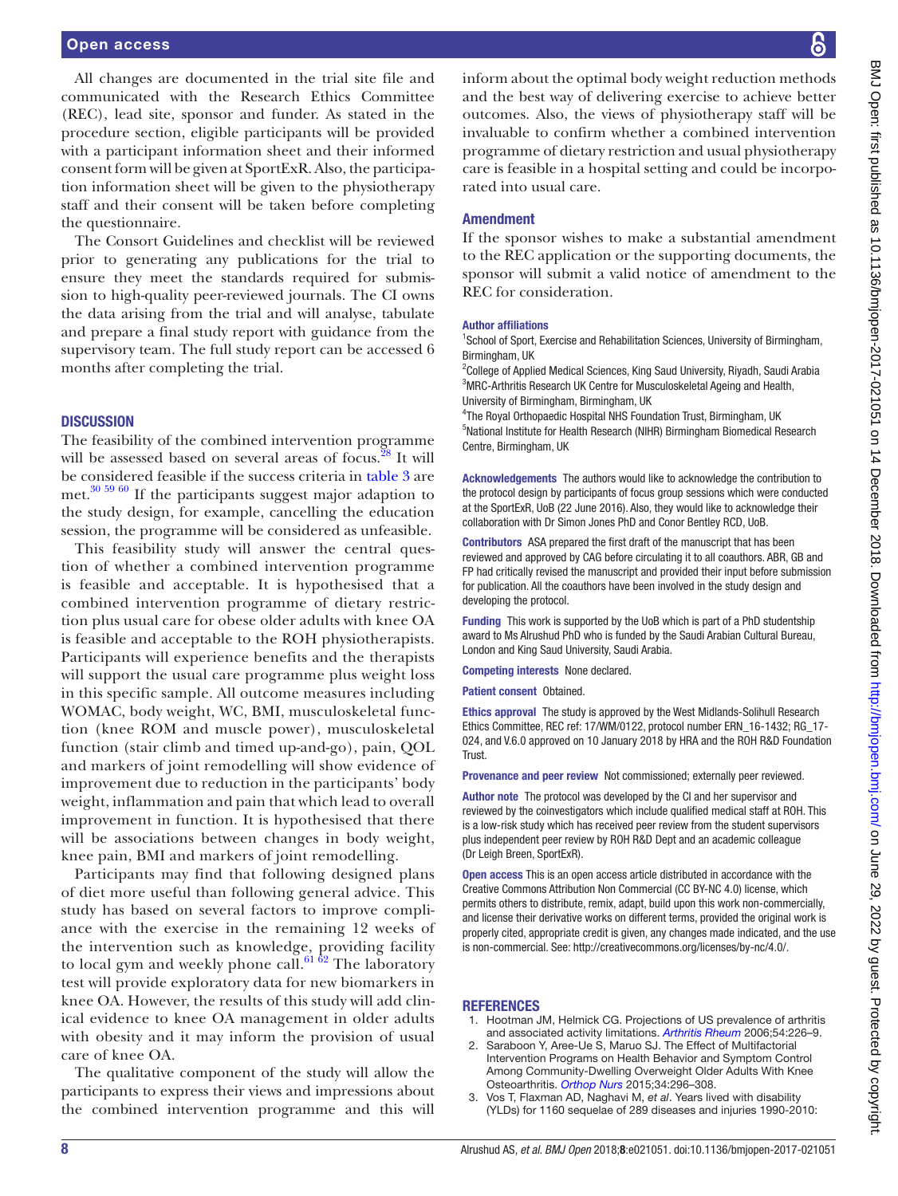All changes are documented in the trial site file and communicated with the Research Ethics Committee (REC), lead site, sponsor and funder. As stated in the procedure section, eligible participants will be provided with a participant information sheet and their informed consent form will be given at SportExR. Also, the participation information sheet will be given to the physiotherapy staff and their consent will be taken before completing the questionnaire.

The Consort Guidelines and checklist will be reviewed prior to generating any publications for the trial to ensure they meet the standards required for submission to high-quality peer-reviewed journals. The CI owns the data arising from the trial and will analyse, tabulate and prepare a final study report with guidance from the supervisory team. The full study report can be accessed 6 months after completing the trial.

## DISCUSSION

The feasibility of the combined intervention programme will be assessed based on several areas of focus.[28] It will be considered feasible if the success criteria in table 3 are met.[30 59 60] If the participants suggest major adaption to the study design, for example, cancelling the education session, the programme will be considered as unfeasible.

This feasibility study will answer the central question of whether a combined intervention programme is feasible and acceptable. It is hypothesised that a combined intervention programme of dietary restriction plus usual care for obese older adults with knee OA is feasible and acceptable to the ROH physiotherapists. Participants will experience benefits and the therapists will support the usual care programme plus weight loss in this specific sample. All outcome measures including WOMAC, body weight, WC, BMI, musculoskeletal function (knee ROM and muscle power), musculoskeletal function (stair climb and timed up-and-go), pain, QOL and markers of joint remodelling will show evidence of improvement due to reduction in the participants' body weight, inflammation and pain that which lead to overall improvement in function. It is hypothesised that there will be associations between changes in body weight, knee pain, BMI and markers of joint remodelling.

Participants may find that following designed plans of diet more useful than following general advice. This study has based on several factors to improve compliance with the exercise in the remaining 12 weeks of the intervention such as knowledge, providing facility to local gym and weekly phone call.[61 62] The laboratory test will provide exploratory data for new biomarkers in knee OA. However, the results of this study will add clinical evidence to knee OA management in older adults with obesity and it may inform the provision of usual care of knee OA.

The qualitative component of the study will allow the participants to express their views and impressions about the combined intervention programme and this will inform about the optimal body weight reduction methods and the best way of delivering exercise to achieve better outcomes. Also, the views of physiotherapy staff will be invaluable to confirm whether a combined intervention programme of dietary restriction and usual physiotherapy care is feasible in a hospital setting and could be incorporated into usual care.

### Amendment

If the sponsor wishes to make a substantial amendment to the REC application or the supporting documents, the sponsor will submit a valid notice of amendment to the REC for consideration.

**Author affiliations**

[1]School of Sport, Exercise and Rehabilitation Sciences, University of Birmingham, Birmingham, UK
[2]College of Applied Medical Sciences, King Saud University, Riyadh, Saudi Arabia
[3]MRC-Arthritis Research UK Centre for Musculoskeletal Ageing and Health, University of Birmingham, Birmingham, UK
[4]The Royal Orthopaedic Hospital NHS Foundation Trust, Birmingham, UK
[5]National Institute for Health Research (NIHR) Birmingham Biomedical Research Centre, Birmingham, UK

**Acknowledgements** The authors would like to acknowledge the contribution to the protocol design by participants of focus group sessions which were conducted at the SportExR, UoB (22 June 2016). Also, they would like to acknowledge their collaboration with Dr Simon Jones PhD and Conor Bentley RCD, UoB.

**Contributors** ASA prepared the first draft of the manuscript that has been reviewed and approved by CAG before circulating it to all coauthors. ABR, GB and FP had critically revised the manuscript and provided their input before submission for publication. All the coauthors have been involved in the study design and developing the protocol.

**Funding** This work is supported by the UoB which is part of a PhD studentship award to Ms Alrushud PhD who is funded by the Saudi Arabian Cultural Bureau, London and King Saud University, Saudi Arabia.

**Competing interests** None declared.

**Patient consent** Obtained.

**Ethics approval** The study is approved by the West Midlands-Solihull Research Ethics Committee, REC ref: 17/WM/0122, protocol number ERN_16-1432; RG_17-024, and V.6.0 approved on 10 January 2018 by HRA and the ROH R&D Foundation Trust.

**Provenance and peer review** Not commissioned; externally peer reviewed.

**Author note** The protocol was developed by the CI and her supervisor and reviewed by the coinvestigators which include qualified medical staff at ROH. This is a low-risk study which has received peer review from the student supervisors plus independent peer review by ROH R&D Dept and an academic colleague (Dr Leigh Breen, SportExR).

**Open access** This is an open access article distributed in accordance with the Creative Commons Attribution Non Commercial (CC BY-NC 4.0) license, which permits others to distribute, remix, adapt, build upon this work non-commercially, and license their derivative works on different terms, provided the original work is properly cited, appropriate credit is given, any changes made indicated, and the use is non-commercial. See: http://creativecommons.org/licenses/by-nc/4.0/.

## REFERENCES

1. Hootman JM, Helmick CG. Projections of US prevalence of arthritis and associated activity limitations. *Arthritis Rheum* 2006;54:226–9.
2. Saraboon Y, Aree-Ue S, Maruo SJ. The Effect of Multifactorial Intervention Programs on Health Behavior and Symptom Control Among Community-Dwelling Overweight Older Adults With Knee Osteoarthritis. *Orthop Nurs* 2015;34:296–308.
3. Vos T, Flaxman AD, Naghavi M, *et al*. Years lived with disability (YLDs) for 1160 sequelae of 289 diseases and injuries 1990-2010: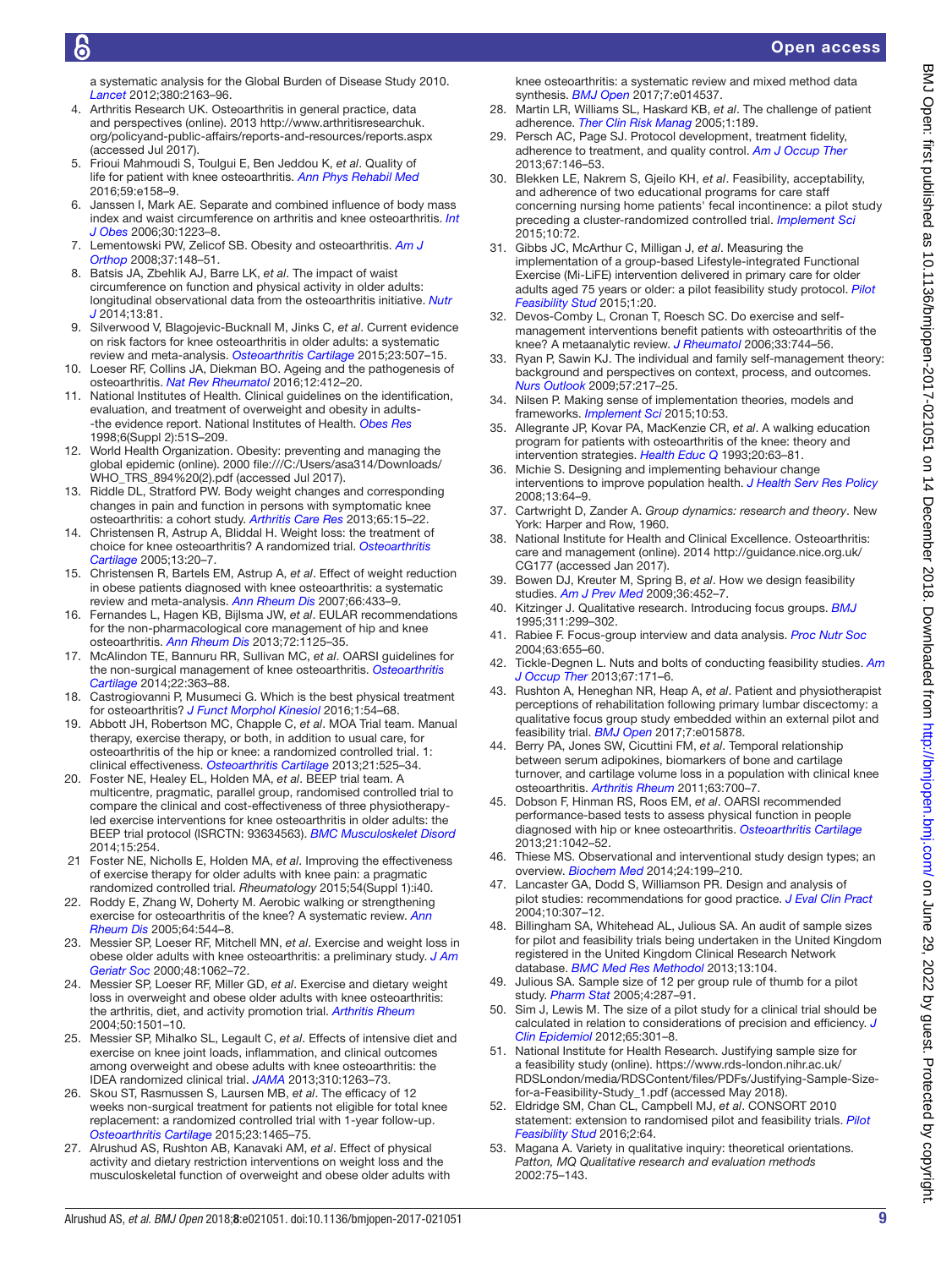a systematic analysis for the Global Burden of Disease Study 2010. *Lancet* 2012;380:2163–96.

4. Arthritis Research UK. Osteoarthritis in general practice, data and perspectives (online). 2013 http://www.arthritisresearchuk.org/policy-and-public-affairs/reports-and-resources/reports.aspx (accessed Jul 2017).
5. Frioui Mahmoudi S, Toulgui E, Ben Jeddou K, *et al*. Quality of life for patient with knee osteoarthritis. *Ann Phys Rehabil Med* 2016;59:e158–9.
6. Janssen I, Mark AE. Separate and combined influence of body mass index and waist circumference on arthritis and knee osteoarthritis. *Int J Obes* 2006;30:1223–8.
7. Lementowski PW, Zelicof SB. Obesity and osteoarthritis. *Am J Orthop* 2008;37:148–51.
8. Batsis JA, Zbehlik AJ, Barre LK, *et al*. The impact of waist circumference on function and physical activity in older adults: longitudinal observational data from the osteoarthritis initiative. *Nutr J* 2014;13:81.
9. Silverwood V, Blagojevic-Bucknall M, Jinks C, *et al*. Current evidence on risk factors for knee osteoarthritis in older adults: a systematic review and meta-analysis. *Osteoarthritis Cartilage* 2015;23:507–15.
10. Loeser RF, Collins JA, Diekman BO. Ageing and the pathogenesis of osteoarthritis. *Nat Rev Rheumatol* 2016;12:412–20.
11. National Institutes of Health. Clinical guidelines on the identification, evaluation, and treatment of overweight and obesity in adults--the evidence report. National Institutes of Health. *Obes Res* 1998;6(Suppl 2):51S–209.
12. World Health Organization. Obesity: preventing and managing the global epidemic (online). 2000 file:///C:/Users/asa314/Downloads/WHO_TRS_894%20(2).pdf (accessed Jul 2017).
13. Riddle DL, Stratford PW. Body weight changes and corresponding changes in pain and function in persons with symptomatic knee osteoarthritis: a cohort study. *Arthritis Care Res* 2013;65:15–22.
14. Christensen R, Astrup A, Bliddal H. Weight loss: the treatment of choice for knee osteoarthritis? A randomized trial. *Osteoarthritis Cartilage* 2005;13:20–7.
15. Christensen R, Bartels EM, Astrup A, *et al*. Effect of weight reduction in obese patients diagnosed with knee osteoarthritis: a systematic review and meta-analysis. *Ann Rheum Dis* 2007;66:433–9.
16. Fernandes L, Hagen KB, Bijlsma JW, *et al*. EULAR recommendations for the non-pharmacological core management of hip and knee osteoarthritis. *Ann Rheum Dis* 2013;72:1125–35.
17. McAlindon TE, Bannuru RR, Sullivan MC, *et al*. OARSI guidelines for the non-surgical management of knee osteoarthritis. *Osteoarthritis Cartilage* 2014;22:363–88.
18. Castrogiovanni P, Musumeci G. Which is the best physical treatment for osteoarthritis? *J Funct Morphol Kinesiol* 2016;1:54–68.
19. Abbott JH, Robertson MC, Chapple C, *et al*. MOA Trial team. Manual therapy, exercise therapy, or both, in addition to usual care, for osteoarthritis of the hip or knee: a randomized controlled trial. 1: clinical effectiveness. *Osteoarthritis Cartilage* 2013;21:525–34.
20. Foster NE, Healey EL, Holden MA, *et al*. BEEP trial team. A multicentre, pragmatic, parallel group, randomised controlled trial to compare the clinical and cost-effectiveness of three physiotherapy-led exercise interventions for knee osteoarthritis in older adults: the BEEP trial protocol (ISRCTN: 93634563). *BMC Musculoskelet Disord* 2014;15:254.
21. Foster NE, Nicholls E, Holden MA, *et al*. Improving the effectiveness of exercise therapy for older adults with knee pain: a pragmatic randomized controlled trial. *Rheumatology* 2015;54(Suppl 1):i40.
22. Roddy E, Zhang W, Doherty M. Aerobic walking or strengthening exercise for osteoarthritis of the knee? A systematic review. *Ann Rheum Dis* 2005;64:544–8.
23. Messier SP, Loeser RF, Mitchell MN, *et al*. Exercise and weight loss in obese older adults with knee osteoarthritis: a preliminary study. *J Am Geriatr Soc* 2000;48:1062–72.
24. Messier SP, Loeser RF, Miller GD, *et al*. Exercise and dietary weight loss in overweight and obese older adults with knee osteoarthritis: the arthritis, diet, and activity promotion trial. *Arthritis Rheum* 2004;50:1501–10.
25. Messier SP, Mihalko SL, Legault C, *et al*. Effects of intensive diet and exercise on knee joint loads, inflammation, and clinical outcomes among overweight and obese adults with knee osteoarthritis: the IDEA randomized clinical trial. *JAMA* 2013;310:1263–73.
26. Skou ST, Rasmussen S, Laursen MB, *et al*. The efficacy of 12 weeks non-surgical treatment for patients not eligible for total knee replacement: a randomized controlled trial with 1-year follow-up. *Osteoarthritis Cartilage* 2015;23:1465–75.
27. Alrushud AS, Rushton AB, Kanavaki AM, *et al*. Effect of physical activity and dietary restriction interventions on weight loss and the musculoskeletal function of overweight and obese older adults with knee osteoarthritis: a systematic review and mixed method data synthesis. *BMJ Open* 2017;7:e014537.
28. Martin LR, Williams SL, Haskard KB, *et al*. The challenge of patient adherence. *Ther Clin Risk Manag* 2005;1:189.
29. Persch AC, Page SJ. Protocol development, treatment fidelity, adherence to treatment, and quality control. *Am J Occup Ther* 2013;67:146–53.
30. Blekken LE, Nakrem S, Gjeilo KH, *et al*. Feasibility, acceptability, and adherence of two educational programs for care staff concerning nursing home patients' fecal incontinence: a pilot study preceding a cluster-randomized controlled trial. *Implement Sci* 2015;10:72.
31. Gibbs JC, McArthur C, Milligan J, *et al*. Measuring the implementation of a group-based Lifestyle-integrated Functional Exercise (Mi-LiFE) intervention delivered in primary care for older adults aged 75 years or older: a pilot feasibility study protocol. *Pilot Feasibility Stud* 2015;1:20.
32. Devos-Comby L, Cronan T, Roesch SC. Do exercise and self-management interventions benefit patients with osteoarthritis of the knee? A metaanalytic review. *J Rheumatol* 2006;33:744–56.
33. Ryan P, Sawin KJ. The individual and family self-management theory: background and perspectives on context, process, and outcomes. *Nurs Outlook* 2009;57:217–25.
34. Nilsen P. Making sense of implementation theories, models and frameworks. *Implement Sci* 2015;10:53.
35. Allegrante JP, Kovar PA, MacKenzie CR, *et al*. A walking education program for patients with osteoarthritis of the knee: theory and intervention strategies. *Health Educ Q* 1993;20:63–81.
36. Michie S. Designing and implementing behaviour change interventions to improve population health. *J Health Serv Res Policy* 2008;13:64–9.
37. Cartwright D, Zander A. *Group dynamics: research and theory*. New York: Harper and Row, 1960.
38. National Institute for Health and Clinical Excellence. Osteoarthritis: care and management (online). 2014 http://guidance.nice.org.uk/CG177 (accessed Jan 2017).
39. Bowen DJ, Kreuter M, Spring B, *et al*. How we design feasibility studies. *Am J Prev Med* 2009;36:452–7.
40. Kitzinger J. Qualitative research. Introducing focus groups. *BMJ* 1995;311:299–302.
41. Rabiee F. Focus-group interview and data analysis. *Proc Nutr Soc* 2004;63:655–60.
42. Tickle-Degnen L. Nuts and bolts of conducting feasibility studies. *Am J Occup Ther* 2013;67:171–6.
43. Rushton A, Heneghan NR, Heap A, *et al*. Patient and physiotherapist perceptions of rehabilitation following primary lumbar discectomy: a qualitative focus group study embedded within an external pilot and feasibility trial. *BMJ Open* 2017;7:e015878.
44. Berry PA, Jones SW, Cicuttini FM, *et al*. Temporal relationship between serum adipokines, biomarkers of bone and cartilage turnover, and cartilage volume loss in a population with clinical knee osteoarthritis. *Arthritis Rheum* 2011;63:700–7.
45. Dobson F, Hinman RS, Roos EM, *et al*. OARSI recommended performance-based tests to assess physical function in people diagnosed with hip or knee osteoarthritis. *Osteoarthritis Cartilage* 2013;21:1042–52.
46. Thiese MS. Observational and interventional study design types; an overview. *Biochem Med* 2014;24:199–210.
47. Lancaster GA, Dodd S, Williamson PR. Design and analysis of pilot studies: recommendations for good practice. *J Eval Clin Pract* 2004;10:307–12.
48. Billingham SA, Whitehead AL, Julious SA. An audit of sample sizes for pilot and feasibility trials being undertaken in the United Kingdom registered in the United Kingdom Clinical Research Network database. *BMC Med Res Methodol* 2013;13:104.
49. Julious SA. Sample size of 12 per group rule of thumb for a pilot study. *Pharm Stat* 2005;4:287–91.
50. Sim J, Lewis M. The size of a pilot study for a clinical trial should be calculated in relation to considerations of precision and efficiency. *J Clin Epidemiol* 2012;65:301–8.
51. National Institute for Health Research. Justifying sample size for a feasibility study (online). https://www.rds-london.nihr.ac.uk/RDSLondon/media/RDSContent/files/PDFs/Justifying-Sample-Size-for-a-Feasibility-Study_1.pdf (accessed May 2018).
52. Eldridge SM, Chan CL, Campbell MJ, *et al*. CONSORT 2010 statement: extension to randomised pilot and feasibility trials. *Pilot Feasibility Stud* 2016;2:64.
53. Magana A. Variety in qualitative inquiry: theoretical orientations. *Patton, MQ Qualitative research and evaluation methods* 2002:75–143.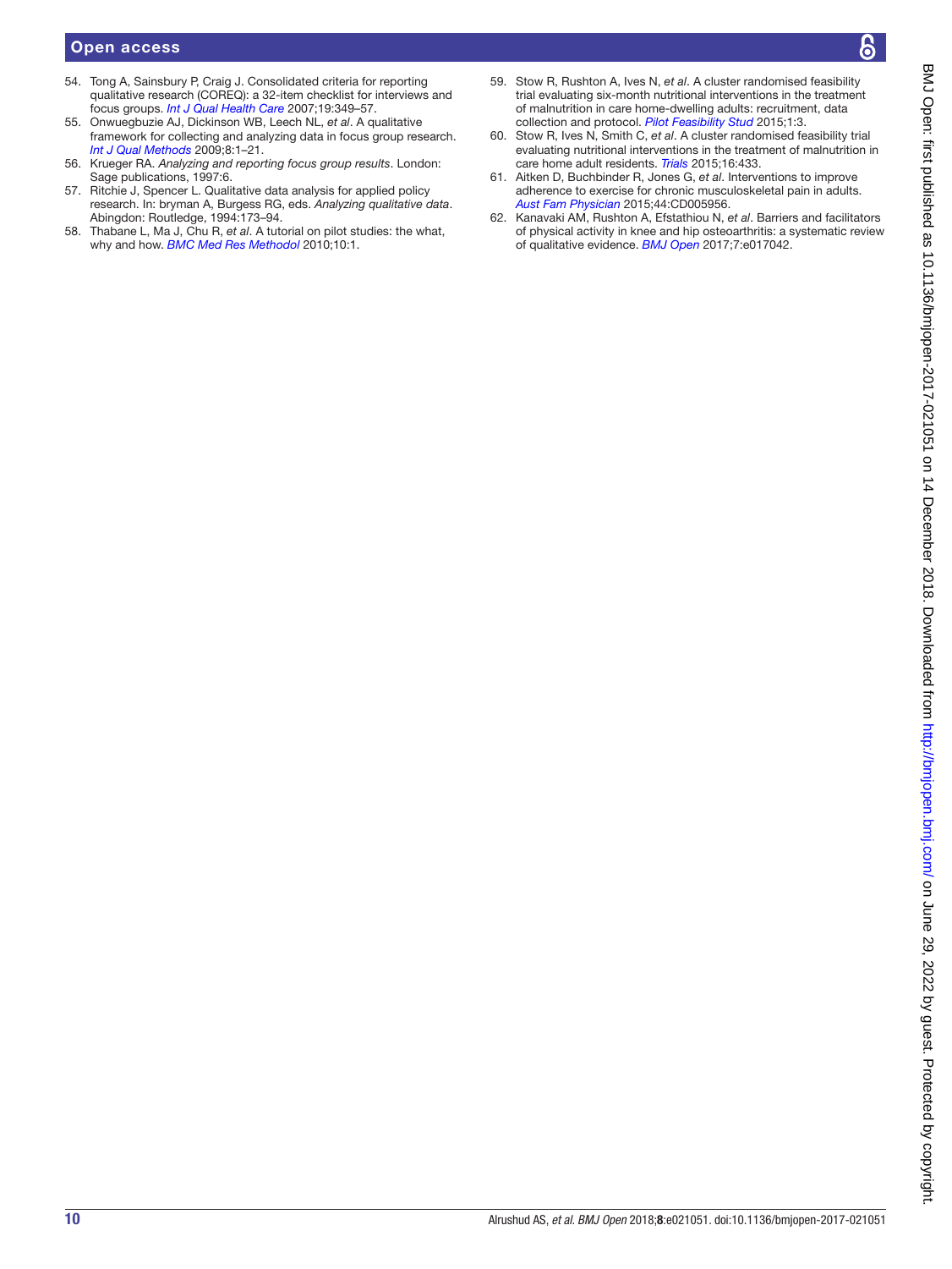54. Tong A, Sainsbury P, Craig J. Consolidated criteria for reporting qualitative research (COREQ): a 32-item checklist for interviews and focus groups. *Int J Qual Health Care* 2007;19:349–57.
55. Onwuegbuzie AJ, Dickinson WB, Leech NL, *et al*. A qualitative framework for collecting and analyzing data in focus group research. *Int J Qual Methods* 2009;8:1–21.
56. Krueger RA. *Analyzing and reporting focus group results*. London: Sage publications, 1997:6.
57. Ritchie J, Spencer L. Qualitative data analysis for applied policy research. In: bryman A, Burgess RG, eds. *Analyzing qualitative data*. Abingdon: Routledge, 1994:173–94.
58. Thabane L, Ma J, Chu R, *et al*. A tutorial on pilot studies: the what, why and how. *BMC Med Res Methodol* 2010;10:1.
59. Stow R, Rushton A, Ives N, *et al*. A cluster randomised feasibility trial evaluating six-month nutritional interventions in the treatment of malnutrition in care home-dwelling adults: recruitment, data collection and protocol. *Pilot Feasibility Stud* 2015;1:3.
60. Stow R, Ives N, Smith C, *et al*. A cluster randomised feasibility trial evaluating nutritional interventions in the treatment of malnutrition in care home adult residents. *Trials* 2015;16:433.
61. Aitken D, Buchbinder R, Jones G, *et al*. Interventions to improve adherence to exercise for chronic musculoskeletal pain in adults. *Aust Fam Physician* 2015;44:CD005956.
62. Kanavaki AM, Rushton A, Efstathiou N, *et al*. Barriers and facilitators of physical activity in knee and hip osteoarthritis: a systematic review of qualitative evidence. *BMJ Open* 2017;7:e017042.